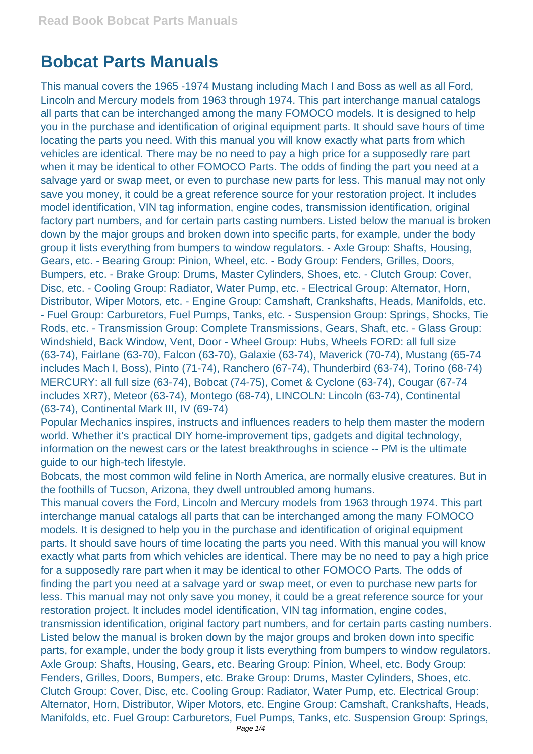# Bobcat Parts Manuals

This manual covers the 1965 -1974 Mustang including Mach I and Boss as well as all Ford, Lincoln and Mercury models from 1963 through 1974. This part interchange manual catalogs all parts that can be interchanged among the many FOMOCO models. It is designed to help you in the purchase and identification of original equipment parts. It should save hours of time locating the parts you need. With this manual you will know exactly what parts from which vehicles are identical. There may be no need to pay a high price for a supposedly rare part when it may be identical to other FOMOCO Parts. The odds of finding the part you need at a salvage yard or swap meet, or even to purchase new parts for less. This manual may not only save you money, it could be a great reference source for your restoration project. It includes model identification, VIN tag information, engine codes, transmission identification, original factory part numbers, and for certain parts casting numbers. Listed below the manual is broken down by the major groups and broken down into specific parts, for example, under the body group it lists everything from bumpers to window regulators. - Axle Group: Shafts, Housing, Gears, etc. - Bearing Group: Pinion, Wheel, etc. - Body Group: Fenders, Grilles, Doors, Bumpers, etc. - Brake Group: Drums, Master Cylinders, Shoes, etc. - Clutch Group: Cover, Disc, etc. - Cooling Group: Radiator, Water Pump, etc. - Electrical Group: Alternator, Horn, Distributor, Wiper Motors, etc. - Engine Group: Camshaft, Crankshafts, Heads, Manifolds, etc. - Fuel Group: Carburetors, Fuel Pumps, Tanks, etc. - Suspension Group: Springs, Shocks, Tie Rods, etc. - Transmission Group: Complete Transmissions, Gears, Shaft, etc. - Glass Group: Windshield, Back Window, Vent, Door - Wheel Group: Hubs, Wheels FORD: all full size (63-74), Fairlane (63-70), Falcon (63-70), Galaxie (63-74), Maverick (70-74), Mustang (65-74 includes Mach I, Boss), Pinto (71-74), Ranchero (67-74), Thunderbird (63-74), Torino (68-74) MERCURY: all full size (63-74), Bobcat (74-75), Comet & Cyclone (63-74), Cougar (67-74 includes XR7), Meteor (63-74), Montego (68-74), LINCOLN: Lincoln (63-74), Continental (63-74), Continental Mark III, IV (69-74)

Popular Mechanics inspires, instructs and influences readers to help them master the modern world. Whether it's practical DIY home-improvement tips, gadgets and digital technology, information on the newest cars or the latest breakthroughs in science -- PM is the ultimate guide to our high-tech lifestyle.

Bobcats, the most common wild feline in North America, are normally elusive creatures. But in the foothills of Tucson, Arizona, they dwell untroubled among humans.

This manual covers the Ford, Lincoln and Mercury models from 1963 through 1974. This part interchange manual catalogs all parts that can be interchanged among the many FOMOCO models. It is designed to help you in the purchase and identification of original equipment parts. It should save hours of time locating the parts you need. With this manual you will know exactly what parts from which vehicles are identical. There may be no need to pay a high price for a supposedly rare part when it may be identical to other FOMOCO Parts. The odds of finding the part you need at a salvage yard or swap meet, or even to purchase new parts for less. This manual may not only save you money, it could be a great reference source for your restoration project. It includes model identification, VIN tag information, engine codes, transmission identification, original factory part numbers, and for certain parts casting numbers. Listed below the manual is broken down by the major groups and broken down into specific parts, for example, under the body group it lists everything from bumpers to window regulators. Axle Group: Shafts, Housing, Gears, etc. Bearing Group: Pinion, Wheel, etc. Body Group: Fenders, Grilles, Doors, Bumpers, etc. Brake Group: Drums, Master Cylinders, Shoes, etc. Clutch Group: Cover, Disc, etc. Cooling Group: Radiator, Water Pump, etc. Electrical Group: Alternator, Horn, Distributor, Wiper Motors, etc. Engine Group: Camshaft, Crankshafts, Heads, Manifolds, etc. Fuel Group: Carburetors, Fuel Pumps, Tanks, etc. Suspension Group: Springs,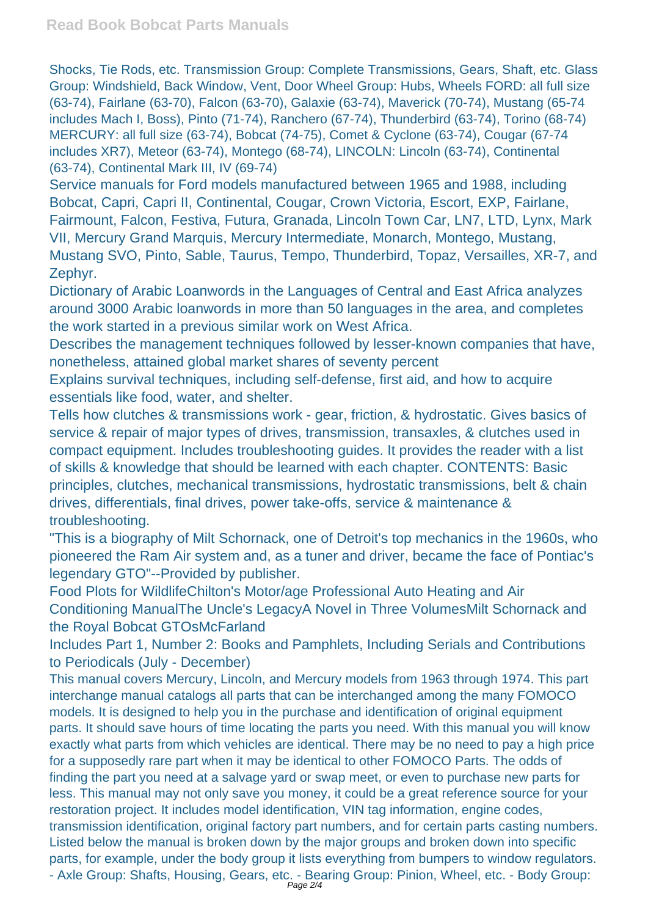Shocks, Tie Rods, etc. Transmission Group: Complete Transmissions, Gears, Shaft, etc. Glass Group: Windshield, Back Window, Vent, Door Wheel Group: Hubs, Wheels FORD: all full size (63-74), Fairlane (63-70), Falcon (63-70), Galaxie (63-74), Maverick (70-74), Mustang (65-74 includes Mach I, Boss), Pinto (71-74), Ranchero (67-74), Thunderbird (63-74), Torino (68-74) MERCURY: all full size (63-74), Bobcat (74-75), Comet & Cyclone (63-74), Cougar (67-74 includes XR7), Meteor (63-74), Montego (68-74), LINCOLN: Lincoln (63-74), Continental (63-74), Continental Mark III, IV (69-74)

Service manuals for Ford models manufactured between 1965 and 1988, including Bobcat, Capri, Capri II, Continental, Cougar, Crown Victoria, Escort, EXP, Fairlane, Fairmount, Falcon, Festiva, Futura, Granada, Lincoln Town Car, LN7, LTD, Lynx, Mark VII, Mercury Grand Marquis, Mercury Intermediate, Monarch, Montego, Mustang, Mustang SVO, Pinto, Sable, Taurus, Tempo, Thunderbird, Topaz, Versailles, XR-7, and Zephyr.

Dictionary of Arabic Loanwords in the Languages of Central and East Africa analyzes around 3000 Arabic loanwords in more than 50 languages in the area, and completes the work started in a previous similar work on West Africa.

Describes the management techniques followed by lesser-known companies that have, nonetheless, attained global market shares of seventy percent

Explains survival techniques, including self-defense, first aid, and how to acquire essentials like food, water, and shelter.

Tells how clutches & transmissions work - gear, friction, & hydrostatic. Gives basics of service & repair of major types of drives, transmission, transaxles, & clutches used in compact equipment. Includes troubleshooting guides. It provides the reader with a list of skills & knowledge that should be learned with each chapter. CONTENTS: Basic principles, clutches, mechanical transmissions, hydrostatic transmissions, belt & chain drives, differentials, final drives, power take-offs, service & maintenance & troubleshooting.

"This is a biography of Milt Schornack, one of Detroit's top mechanics in the 1960s, who pioneered the Ram Air system and, as a tuner and driver, became the face of Pontiac's legendary GTO"--Provided by publisher.

Food Plots for WildlifeChilton's Motor/age Professional Auto Heating and Air Conditioning ManualThe Uncle's LegacyA Novel in Three VolumesMilt Schornack and the Royal Bobcat GTOsMcFarland

Includes Part 1, Number 2: Books and Pamphlets, Including Serials and Contributions to Periodicals (July - December)

This manual covers Mercury, Lincoln, and Mercury models from 1963 through 1974. This part interchange manual catalogs all parts that can be interchanged among the many FOMOCO models. It is designed to help you in the purchase and identification of original equipment parts. It should save hours of time locating the parts you need. With this manual you will know exactly what parts from which vehicles are identical. There may be no need to pay a high price for a supposedly rare part when it may be identical to other FOMOCO Parts. The odds of finding the part you need at a salvage yard or swap meet, or even to purchase new parts for less. This manual may not only save you money, it could be a great reference source for your restoration project. It includes model identification, VIN tag information, engine codes, transmission identification, original factory part numbers, and for certain parts casting numbers. Listed below the manual is broken down by the major groups and broken down into specific parts, for example, under the body group it lists everything from bumpers to window regulators. - Axle Group: Shafts, Housing, Gears, etc. - Bearing Group: Pinion, Wheel, etc. - Body Group: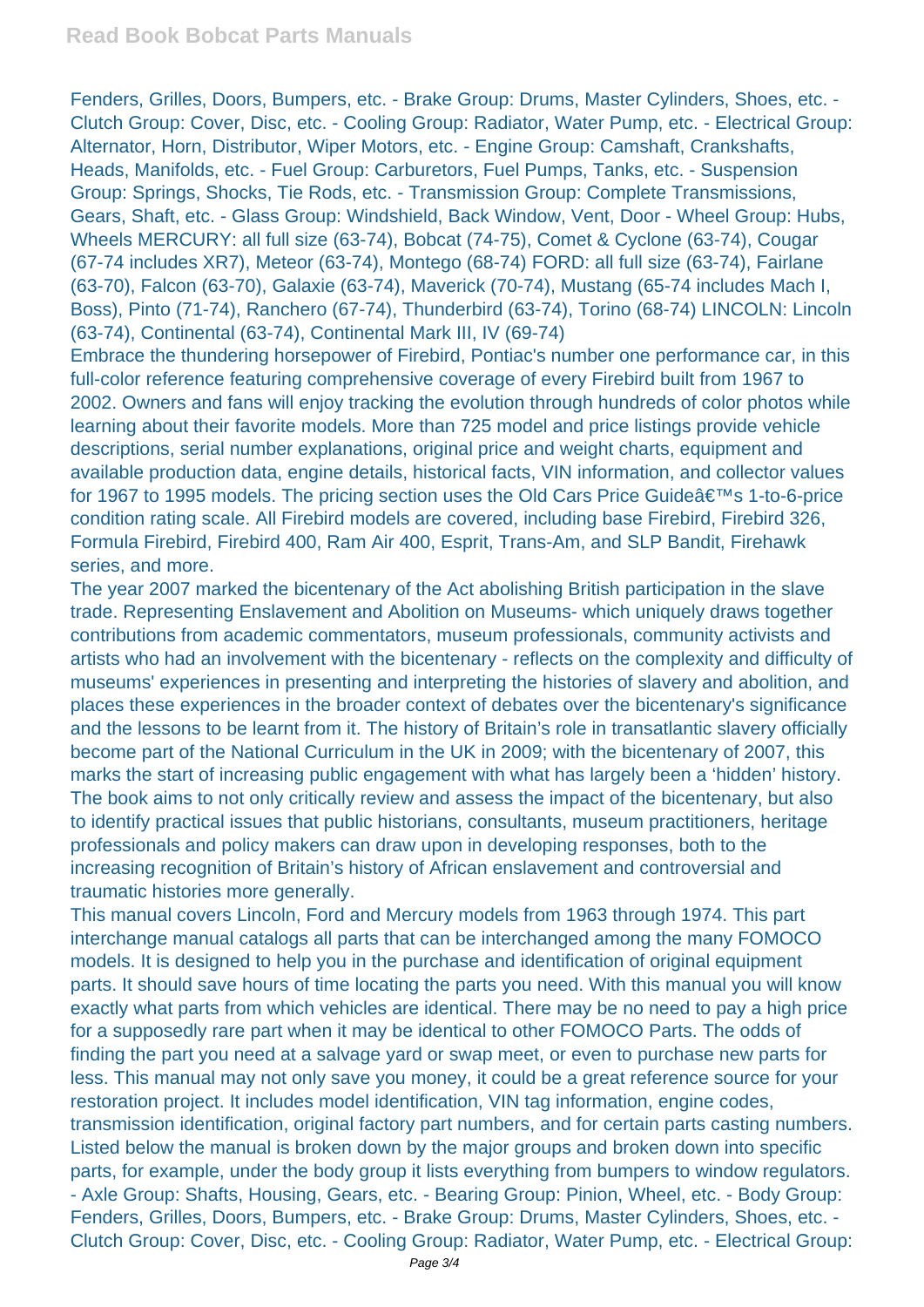Fenders, Grilles, Doors, Bumpers, etc. - Brake Group: Drums, Master Cylinders, Shoes, etc. - Clutch Group: Cover, Disc, etc. - Cooling Group: Radiator, Water Pump, etc. - Electrical Group: Alternator, Horn, Distributor, Wiper Motors, etc. - Engine Group: Camshaft, Crankshafts, Heads, Manifolds, etc. - Fuel Group: Carburetors, Fuel Pumps, Tanks, etc. - Suspension Group: Springs, Shocks, Tie Rods, etc. - Transmission Group: Complete Transmissions, Gears, Shaft, etc. - Glass Group: Windshield, Back Window, Vent, Door - Wheel Group: Hubs, Wheels MERCURY: all full size (63-74), Bobcat (74-75), Comet & Cyclone (63-74), Cougar (67-74 includes XR7), Meteor (63-74), Montego (68-74) FORD: all full size (63-74), Fairlane (63-70), Falcon (63-70), Galaxie (63-74), Maverick (70-74), Mustang (65-74 includes Mach I, Boss), Pinto (71-74), Ranchero (67-74), Thunderbird (63-74), Torino (68-74) LINCOLN: Lincoln (63-74), Continental (63-74), Continental Mark III, IV (69-74)

Embrace the thundering horsepower of Firebird, Pontiac's number one performance car, in this full-color reference featuring comprehensive coverage of every Firebird built from 1967 to 2002. Owners and fans will enjoy tracking the evolution through hundreds of color photos while learning about their favorite models. More than 725 model and price listings provide vehicle descriptions, serial number explanations, original price and weight charts, equipment and available production data, engine details, historical facts, VIN information, and collector values for 1967 to 1995 models. The pricing section uses the Old Cars Price Guideâ€™s 1-to-6-price condition rating scale. All Firebird models are covered, including base Firebird, Firebird 326, Formula Firebird, Firebird 400, Ram Air 400, Esprit, Trans-Am, and SLP Bandit, Firehawk series, and more.

The year 2007 marked the bicentenary of the Act abolishing British participation in the slave trade. Representing Enslavement and Abolition on Museums- which uniquely draws together contributions from academic commentators, museum professionals, community activists and artists who had an involvement with the bicentenary - reflects on the complexity and difficulty of museums' experiences in presenting and interpreting the histories of slavery and abolition, and places these experiences in the broader context of debates over the bicentenary's significance and the lessons to be learnt from it. The history of Britain’s role in transatlantic slavery officially become part of the National Curriculum in the UK in 2009; with the bicentenary of 2007, this marks the start of increasing public engagement with what has largely been a ‘hidden’ history. The book aims to not only critically review and assess the impact of the bicentenary, but also to identify practical issues that public historians, consultants, museum practitioners, heritage professionals and policy makers can draw upon in developing responses, both to the increasing recognition of Britain’s history of African enslavement and controversial and traumatic histories more generally.

This manual covers Lincoln, Ford and Mercury models from 1963 through 1974. This part interchange manual catalogs all parts that can be interchanged among the many FOMOCO models. It is designed to help you in the purchase and identification of original equipment parts. It should save hours of time locating the parts you need. With this manual you will know exactly what parts from which vehicles are identical. There may be no need to pay a high price for a supposedly rare part when it may be identical to other FOMOCO Parts. The odds of finding the part you need at a salvage yard or swap meet, or even to purchase new parts for less. This manual may not only save you money, it could be a great reference source for your restoration project. It includes model identification, VIN tag information, engine codes, transmission identification, original factory part numbers, and for certain parts casting numbers. Listed below the manual is broken down by the major groups and broken down into specific parts, for example, under the body group it lists everything from bumpers to window regulators. - Axle Group: Shafts, Housing, Gears, etc. - Bearing Group: Pinion, Wheel, etc. - Body Group: Fenders, Grilles, Doors, Bumpers, etc. - Brake Group: Drums, Master Cylinders, Shoes, etc. - Clutch Group: Cover, Disc, etc. - Cooling Group: Radiator, Water Pump, etc. - Electrical Group: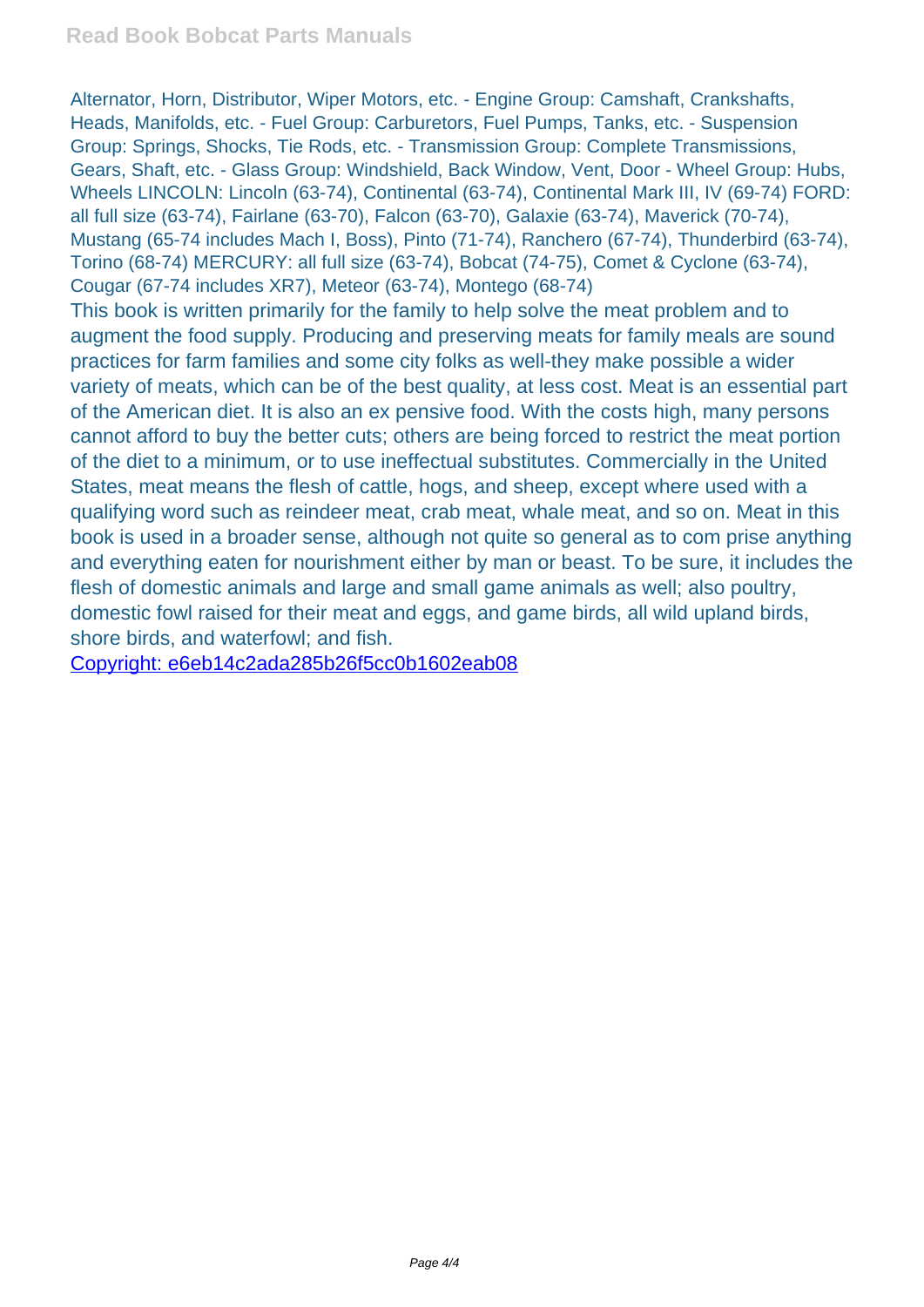Alternator, Horn, Distributor, Wiper Motors, etc. - Engine Group: Camshaft, Crankshafts, Heads, Manifolds, etc. - Fuel Group: Carburetors, Fuel Pumps, Tanks, etc. - Suspension Group: Springs, Shocks, Tie Rods, etc. - Transmission Group: Complete Transmissions, Gears, Shaft, etc. - Glass Group: Windshield, Back Window, Vent, Door - Wheel Group: Hubs, Wheels LINCOLN: Lincoln (63-74), Continental (63-74), Continental Mark III, IV (69-74) FORD: all full size (63-74), Fairlane (63-70), Falcon (63-70), Galaxie (63-74), Maverick (70-74), Mustang (65-74 includes Mach I, Boss), Pinto (71-74), Ranchero (67-74), Thunderbird (63-74), Torino (68-74) MERCURY: all full size (63-74), Bobcat (74-75), Comet & Cyclone (63-74), Cougar (67-74 includes XR7), Meteor (63-74), Montego (68-74)

This book is written primarily for the family to help solve the meat problem and to augment the food supply. Producing and preserving meats for family meals are sound practices for farm families and some city folks as well-they make possible a wider variety of meats, which can be of the best quality, at less cost. Meat is an essential part of the American diet. It is also an ex pensive food. With the costs high, many persons cannot afford to buy the better cuts; others are being forced to restrict the meat portion of the diet to a minimum, or to use ineffectual substitutes. Commercially in the United States, meat means the flesh of cattle, hogs, and sheep, except where used with a qualifying word such as reindeer meat, crab meat, whale meat, and so on. Meat in this book is used in a broader sense, although not quite so general as to com prise anything and everything eaten for nourishment either by man or beast. To be sure, it includes the flesh of domestic animals and large and small game animals as well; also poultry, domestic fowl raised for their meat and eggs, and game birds, all wild upland birds, shore birds, and waterfowl; and fish.

Copyright: e6eb14c2ada285b26f5cc0b1602eab08